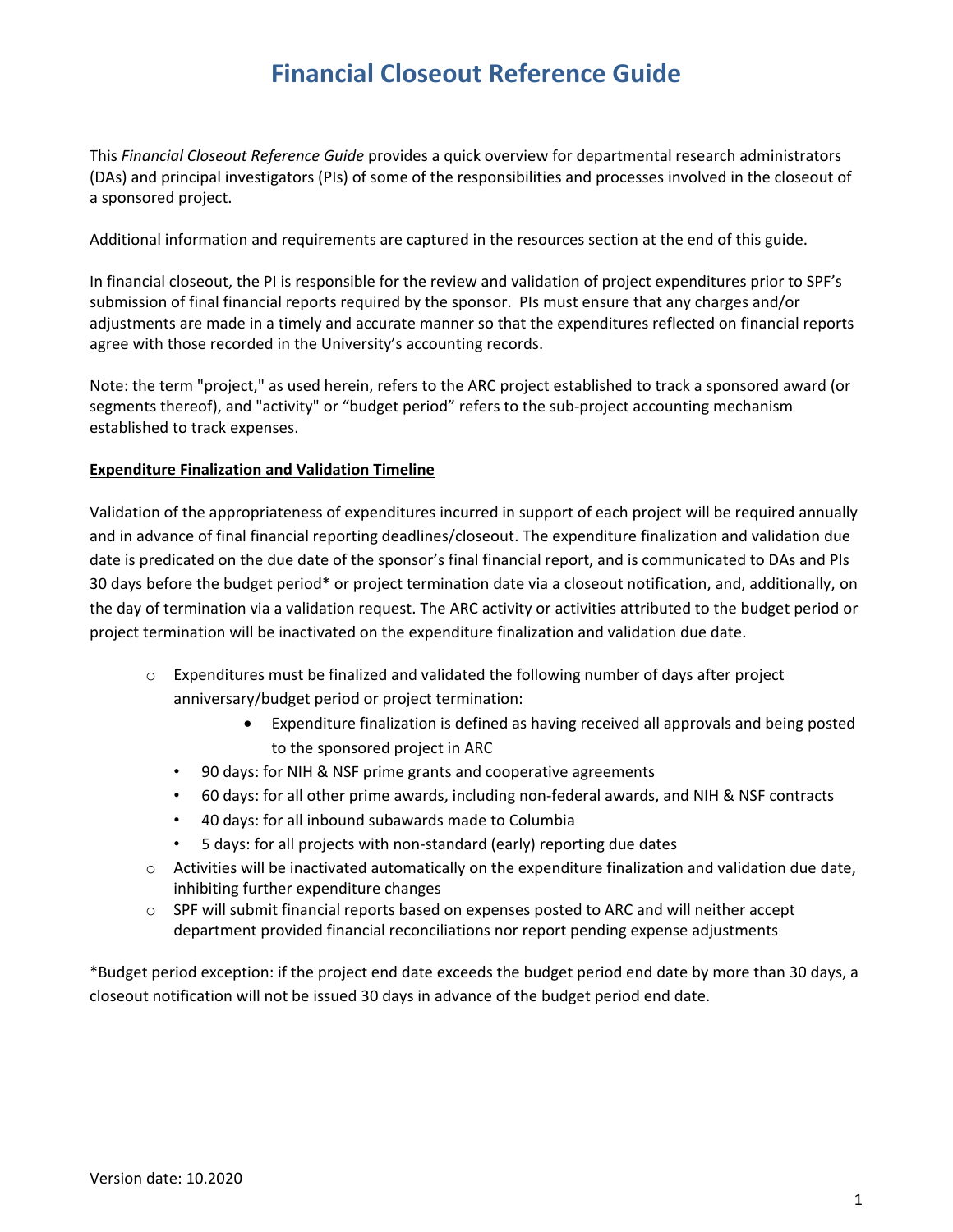# Financial Closeout Reference Guide

This *Financial Closeout Reference Guide* provides a quick overview for departmental research administrators (DAs) and principal investigators (PIs) of some of the responsibilities and processes involved in the closeout of a sponsored project.

Additional information and requirements are captured in the resources section at the end of this guide.

In financial closeout, the PI is responsible for the review and validation of project expenditures prior to SPF's submission of final financial reports required by the sponsor. PIs must ensure that any charges and/or adjustments are made in a timely and accurate manner so that the expenditures reflected on financial reports agree with those recorded in the University's accounting records.

Note: the term "project," as used herein, refers to the ARC project established to track a sponsored award (or segments thereof), and "activity" or "budget period" refers to the sub-project accounting mechanism established to track expenses.

**<u>Expenditure Finalization and Validation Timeline</u>**

Validation of the appropriateness of expenditures incurred in support of each project will be required annually and in advance of final financial reporting deadlines/closeout. The expenditure finalization and validation due date is predicated on the due date of the sponsor's final financial report, and is communicated to DAs and PIs 30 days before the budget period* or project termination date via a closeout notification, and, additionally, on the day of termination via a validation request. The ARC activity or activities attributed to the budget period or project termination will be inactivated on the expenditure finalization and validation due date.

- Expenditures must be finalized and validated the following number of days after project anniversary/budget period or project termination:
    - Expenditure finalization is defined as having received all approvals and being posted to the sponsored project in ARC
  - 90 days: for NIH & NSF prime grants and cooperative agreements
  - 60 days: for all other prime awards, including non-federal awards, and NIH & NSF contracts
  - 40 days: for all inbound subawards made to Columbia
  - 5 days: for all projects with non-standard (early) reporting due dates
- Activities will be inactivated automatically on the expenditure finalization and validation due date, inhibiting further expenditure changes
- SPF will submit financial reports based on expenses posted to ARC and will neither accept department provided financial reconciliations nor report pending expense adjustments

*Budget period exception: if the project end date exceeds the budget period end date by more than 30 days, a closeout notification will not be issued 30 days in advance of the budget period end date.

Version date: 10.2020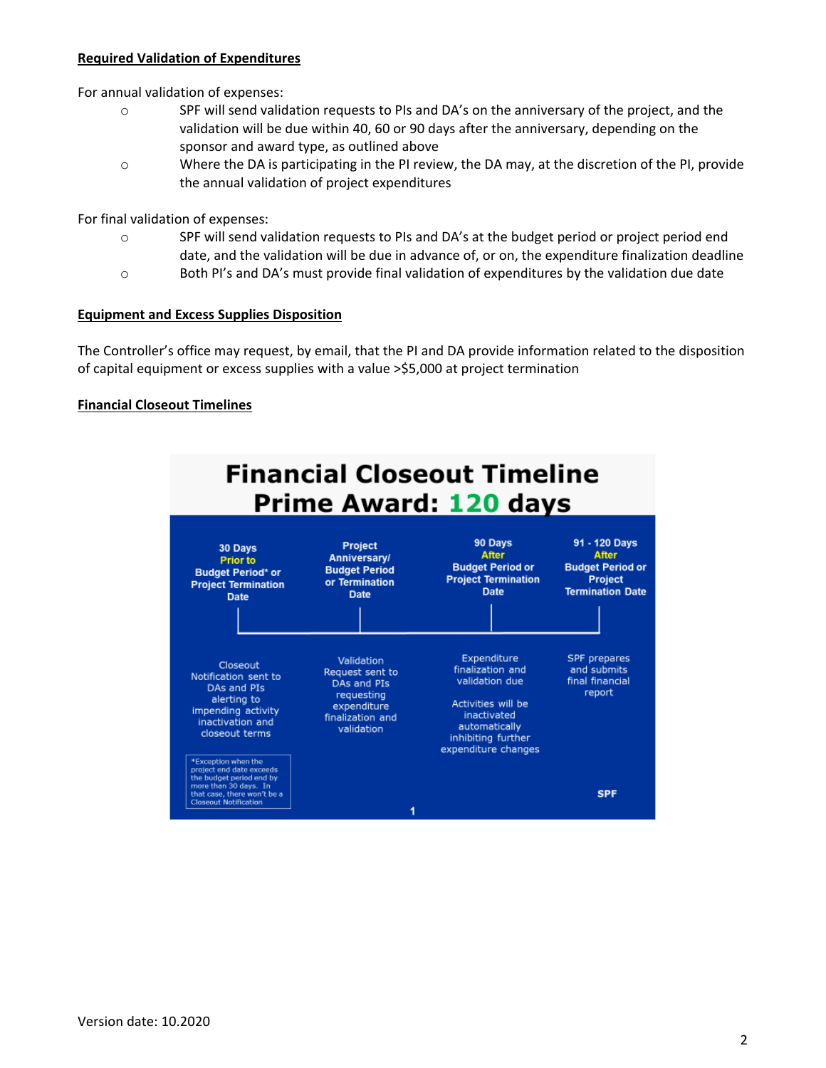**Required Validation of Expenditures**

For annual validation of expenses:

- SPF will send validation requests to PIs and DA's on the anniversary of the project, and the validation will be due within 40, 60 or 90 days after the anniversary, depending on the sponsor and award type, as outlined above
- Where the DA is participating in the PI review, the DA may, at the discretion of the PI, provide the annual validation of project expenditures

For final validation of expenses:

- SPF will send validation requests to PIs and DA's at the budget period or project period end date, and the validation will be due in advance of, or on, the expenditure finalization deadline
- Both PI's and DA's must provide final validation of expenditures by the validation due date

**Equipment and Excess Supplies Disposition**

The Controller's office may request, by email, that the PI and DA provide information related to the disposition of capital equipment or excess supplies with a value >$5,000 at project termination

**Financial Closeout Timelines**

## Financial Closeout Timeline
## Prime Award: 120 days

| 30 Days Prior to Budget Period* or Project Termination Date | Project Anniversary/ Budget Period or Termination Date | 90 Days After Budget Period or Project Termination Date | 91 - 120 Days After Budget Period or Project Termination Date |
|---|---|---|---|
| Closeout Notification sent to DAs and PIs alerting to impending activity inactivation and closeout terms | Validation Request sent to DAs and PIs requesting expenditure finalization and validation | Expenditure finalization and validation due<br><br>Activities will be inactivated automatically inhibiting further expenditure changes | SPF prepares and submits final financial report |

*Exception when the project end date exceeds the budget period end by more than 30 days. In that case, there won't be a Closeout Notification

Version date: 10.2020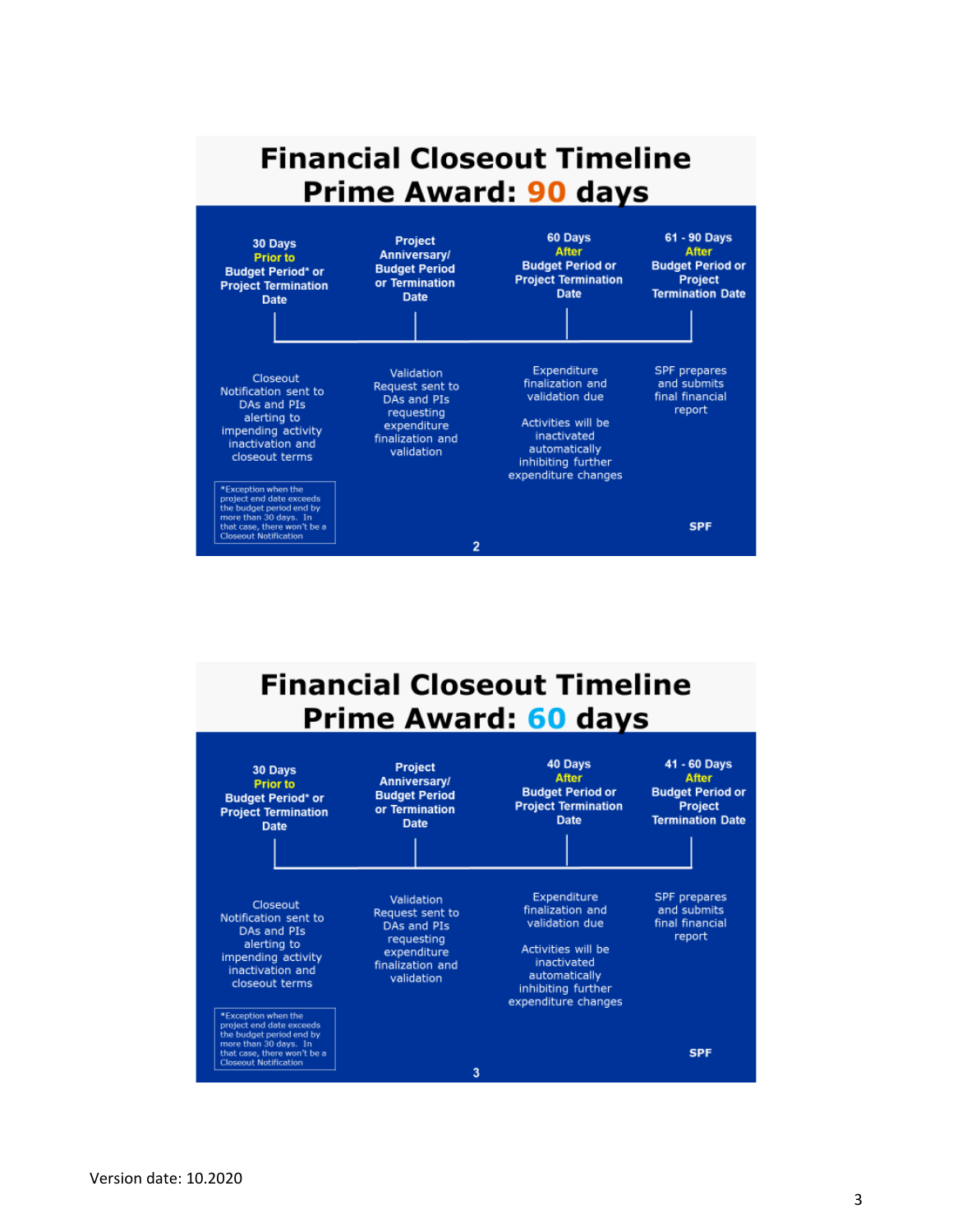## Financial Closeout Timeline
## Prime Award: 90 days

| 30 Days **Prior to** Budget Period* or Project Termination Date | Project Anniversary/ Budget Period or Termination Date | 60 Days **After** Budget Period or Project Termination Date | 61 - 90 Days **After** Budget Period or Project Termination Date |
|---|---|---|---|
| Closeout Notification sent to DAs and PIs alerting to impending activity inactivation and closeout terms | Validation Request sent to DAs and PIs requesting expenditure finalization and validation | Expenditure finalization and validation due<br><br>Activities will be inactivated automatically inhibiting further expenditure changes | SPF prepares and submits final financial report |

*Exception when the project end date exceeds the budget period end by more than 30 days. In that case, there won't be a Closeout Notification

SPF

## Financial Closeout Timeline
## Prime Award: 60 days

| 30 Days **Prior to** Budget Period* or Project Termination Date | Project Anniversary/ Budget Period or Termination Date | 40 Days **After** Budget Period or Project Termination Date | 41 - 60 Days **After** Budget Period or Project Termination Date |
|---|---|---|---|
| Closeout Notification sent to DAs and PIs alerting to impending activity inactivation and closeout terms | Validation Request sent to DAs and PIs requesting expenditure finalization and validation | Expenditure finalization and validation due<br><br>Activities will be inactivated automatically inhibiting further expenditure changes | SPF prepares and submits final financial report |

*Exception when the project end date exceeds the budget period end by more than 30 days. In that case, there won't be a Closeout Notification

SPF

Version date: 10.2020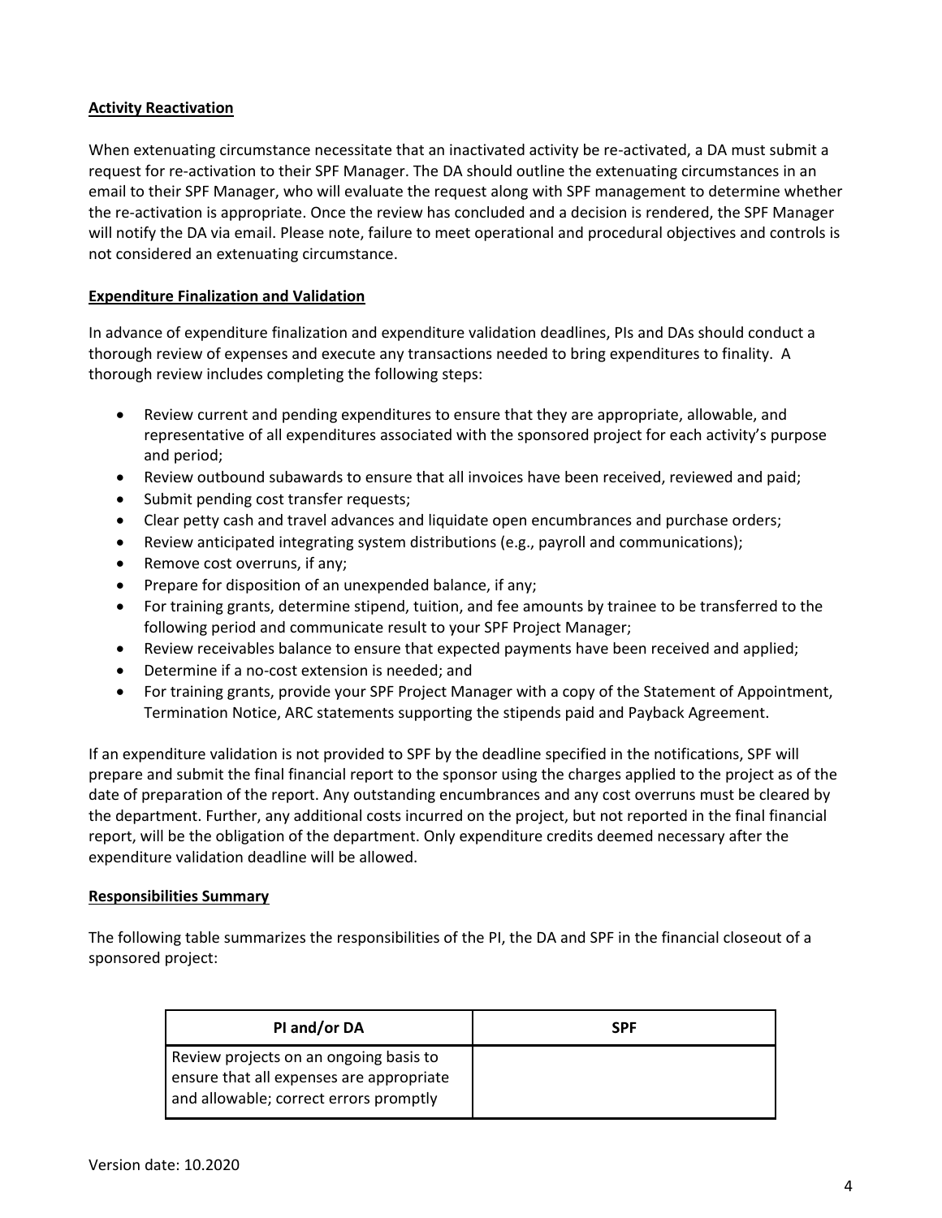## Activity Reactivation

When extenuating circumstance necessitate that an inactivated activity be re-activated, a DA must submit a request for re-activation to their SPF Manager. The DA should outline the extenuating circumstances in an email to their SPF Manager, who will evaluate the request along with SPF management to determine whether the re-activation is appropriate. Once the review has concluded and a decision is rendered, the SPF Manager will notify the DA via email. Please note, failure to meet operational and procedural objectives and controls is not considered an extenuating circumstance.

## Expenditure Finalization and Validation

In advance of expenditure finalization and expenditure validation deadlines, PIs and DAs should conduct a thorough review of expenses and execute any transactions needed to bring expenditures to finality. A thorough review includes completing the following steps:

- Review current and pending expenditures to ensure that they are appropriate, allowable, and representative of all expenditures associated with the sponsored project for each activity's purpose and period;
- Review outbound subawards to ensure that all invoices have been received, reviewed and paid;
- Submit pending cost transfer requests;
- Clear petty cash and travel advances and liquidate open encumbrances and purchase orders;
- Review anticipated integrating system distributions (e.g., payroll and communications);
- Remove cost overruns, if any;
- Prepare for disposition of an unexpended balance, if any;
- For training grants, determine stipend, tuition, and fee amounts by trainee to be transferred to the following period and communicate result to your SPF Project Manager;
- Review receivables balance to ensure that expected payments have been received and applied;
- Determine if a no-cost extension is needed; and
- For training grants, provide your SPF Project Manager with a copy of the Statement of Appointment, Termination Notice, ARC statements supporting the stipends paid and Payback Agreement.

If an expenditure validation is not provided to SPF by the deadline specified in the notifications, SPF will prepare and submit the final financial report to the sponsor using the charges applied to the project as of the date of preparation of the report. Any outstanding encumbrances and any cost overruns must be cleared by the department. Further, any additional costs incurred on the project, but not reported in the final financial report, will be the obligation of the department. Only expenditure credits deemed necessary after the expenditure validation deadline will be allowed.

## Responsibilities Summary

The following table summarizes the responsibilities of the PI, the DA and SPF in the financial closeout of a sponsored project:

| PI and/or DA | SPF |
| --- | --- |
| Review projects on an ongoing basis to ensure that all expenses are appropriate and allowable; correct errors promptly | |

Version date: 10.2020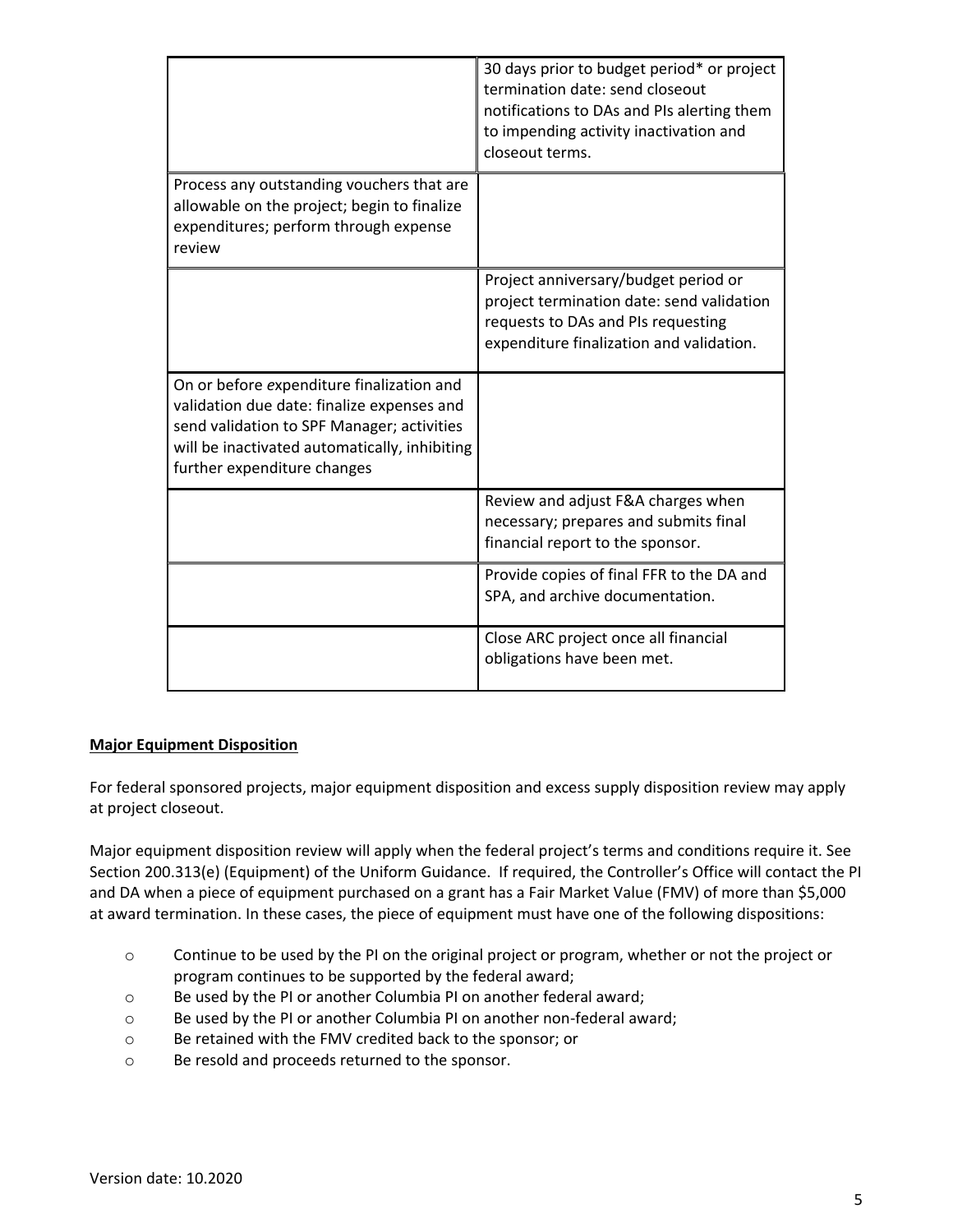| | |
|---|---|
| | 30 days prior to budget period* or project termination date: send closeout notifications to DAs and PIs alerting them to impending activity inactivation and closeout terms. |
| Process any outstanding vouchers that are allowable on the project; begin to finalize expenditures; perform through expense review | |
| | Project anniversary/budget period or project termination date: send validation requests to DAs and PIs requesting expenditure finalization and validation. |
| On or before *e*xpenditure finalization and validation due date: finalize expenses and send validation to SPF Manager; activities will be inactivated automatically, inhibiting further expenditure changes | |
| | Review and adjust F&A charges when necessary; prepares and submits final financial report to the sponsor. |
| | Provide copies of final FFR to the DA and SPA, and archive documentation. |
| | Close ARC project once all financial obligations have been met. |

**Major Equipment Disposition**

For federal sponsored projects, major equipment disposition and excess supply disposition review may apply at project closeout.

Major equipment disposition review will apply when the federal project's terms and conditions require it. See Section 200.313(e) (Equipment) of the Uniform Guidance. If required, the Controller's Office will contact the PI and DA when a piece of equipment purchased on a grant has a Fair Market Value (FMV) of more than $5,000 at award termination. In these cases, the piece of equipment must have one of the following dispositions:

- Continue to be used by the PI on the original project or program, whether or not the project or program continues to be supported by the federal award;
- Be used by the PI or another Columbia PI on another federal award;
- Be used by the PI or another Columbia PI on another non-federal award;
- Be retained with the FMV credited back to the sponsor; or
- Be resold and proceeds returned to the sponsor.

Version date: 10.2020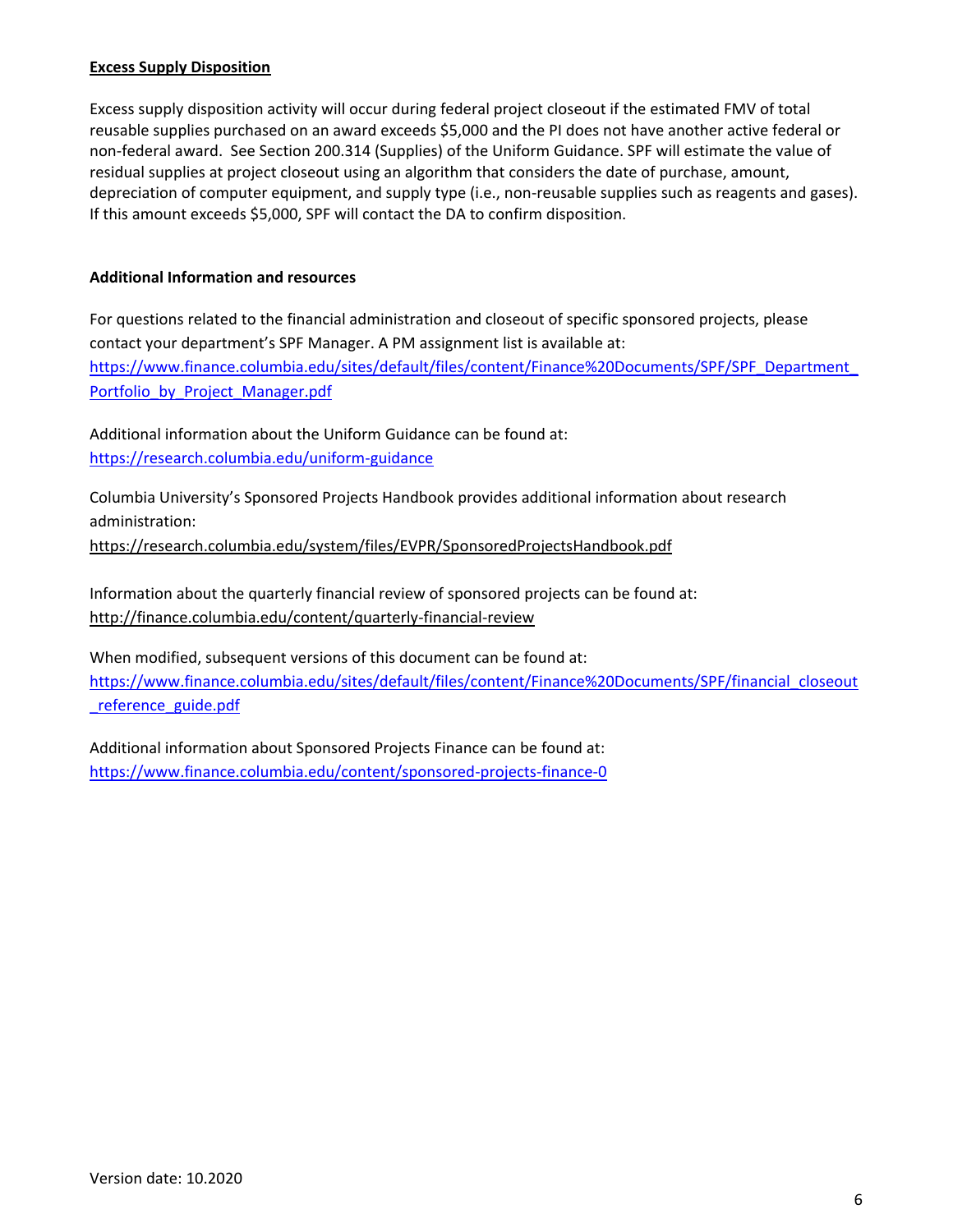**Excess Supply Disposition**

Excess supply disposition activity will occur during federal project closeout if the estimated FMV of total reusable supplies purchased on an award exceeds $5,000 and the PI does not have another active federal or non-federal award. See Section 200.314 (Supplies) of the Uniform Guidance. SPF will estimate the value of residual supplies at project closeout using an algorithm that considers the date of purchase, amount, depreciation of computer equipment, and supply type (i.e., non-reusable supplies such as reagents and gases). If this amount exceeds $5,000, SPF will contact the DA to confirm disposition.

**Additional Information and resources**

For questions related to the financial administration and closeout of specific sponsored projects, please contact your department's SPF Manager. A PM assignment list is available at:
https://www.finance.columbia.edu/sites/default/files/content/Finance%20Documents/SPF/SPF_Department_Portfolio_by_Project_Manager.pdf

Additional information about the Uniform Guidance can be found at:
https://research.columbia.edu/uniform-guidance

Columbia University's Sponsored Projects Handbook provides additional information about research administration:
https://research.columbia.edu/system/files/EVPR/SponsoredProjectsHandbook.pdf

Information about the quarterly financial review of sponsored projects can be found at:
http://finance.columbia.edu/content/quarterly-financial-review

When modified, subsequent versions of this document can be found at:
https://www.finance.columbia.edu/sites/default/files/content/Finance%20Documents/SPF/financial_closeout_reference_guide.pdf

Additional information about Sponsored Projects Finance can be found at:
https://www.finance.columbia.edu/content/sponsored-projects-finance-0

Version date: 10.2020